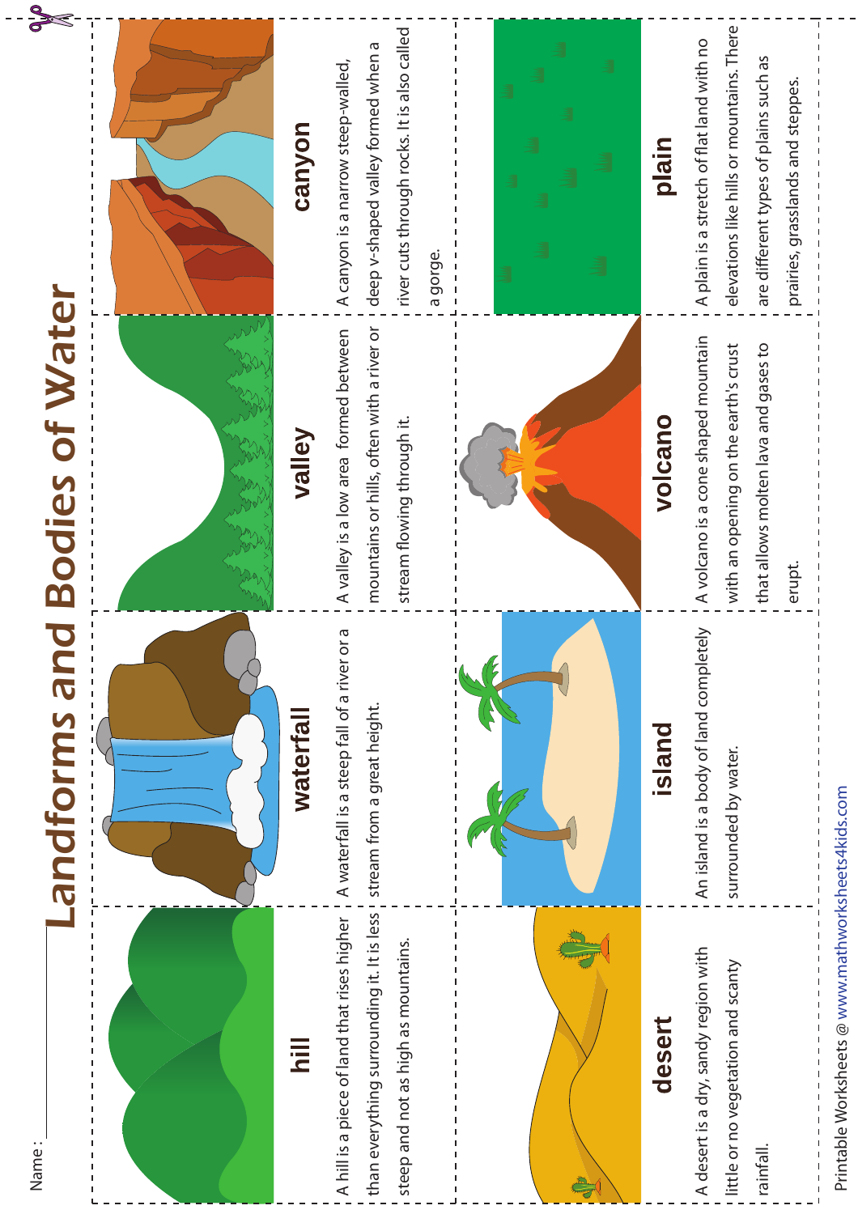# Landforms and Bodies of Water

Name : ____________________

## hill

A hill is a piece of land that rises higher than everything surrounding it. It is less steep and not as high as mountains.

## waterfall

A waterfall is a steep fall of a river or a stream from a great height.

## valley

A valley is a low area formed between mountains or hills, often with a river or stream flowing through it.

## canyon

A canyon is a narrow steep-walled, deep v-shaped valley formed when a river cuts through rocks. It is also called a gorge.

## desert

A desert is a dry, sandy region with little or no vegetation and scanty rainfall.

## island

An island is a body of land completely surrounded by water.

## volcano

A volcano is a cone shaped mountain with an opening on the earth's crust that allows molten lava and gases to erupt.

## plain

A plain is a stretch of flat land with no elevations like hills or mountains. There are different types of plains such as prairies, grasslands and steppes.

Printable Worksheets @ www.mathworksheets4kids.com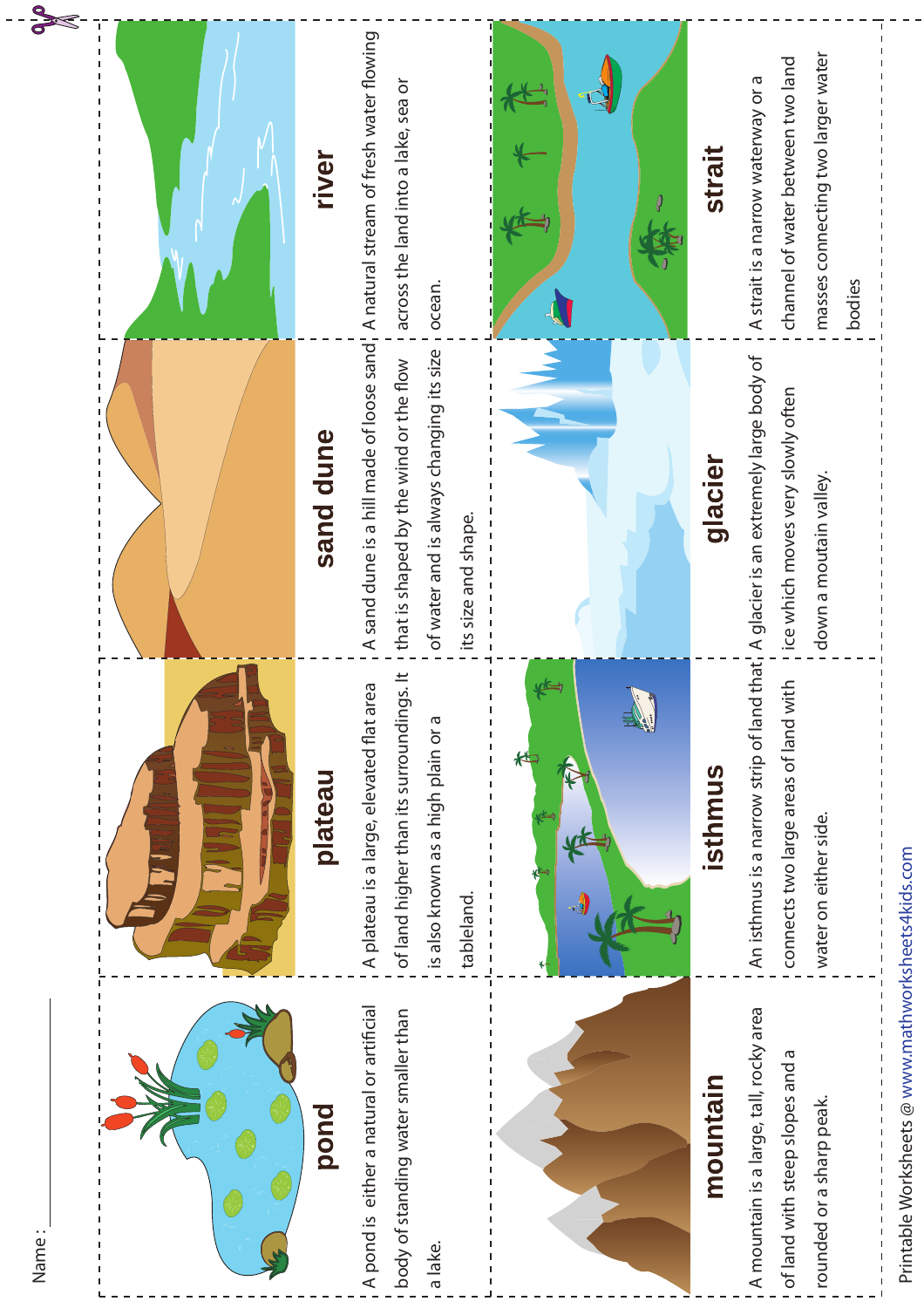Name : ____________

## pond

A pond is either a natural or artificial body of standing water smaller than a lake.

## plateau

A plateau is a large, elevated flat area of land higher than its surroundings. It is also known as a high plain or a tableland.

## sand dune

A sand dune is a hill made of loose sand that is shaped by the wind or the flow of water and is always changing its size its size and shape.

## river

A natural stream of fresh water flowing across the land into a lake, sea or ocean.

## mountain

A mountain is a large, tall, rocky area of land with steep slopes and a rounded or a sharp peak.

## isthmus

An isthmus is a narrow strip of land that connects two large areas of land with water on either side.

## glacier

A glacier is an extremely large body of ice which moves very slowly often down a moutain valley.

## strait

A strait is a narrow waterway or a channel of water between two land masses connecting two larger water bodies

Printable Worksheets @ www.mathworksheets4kids.com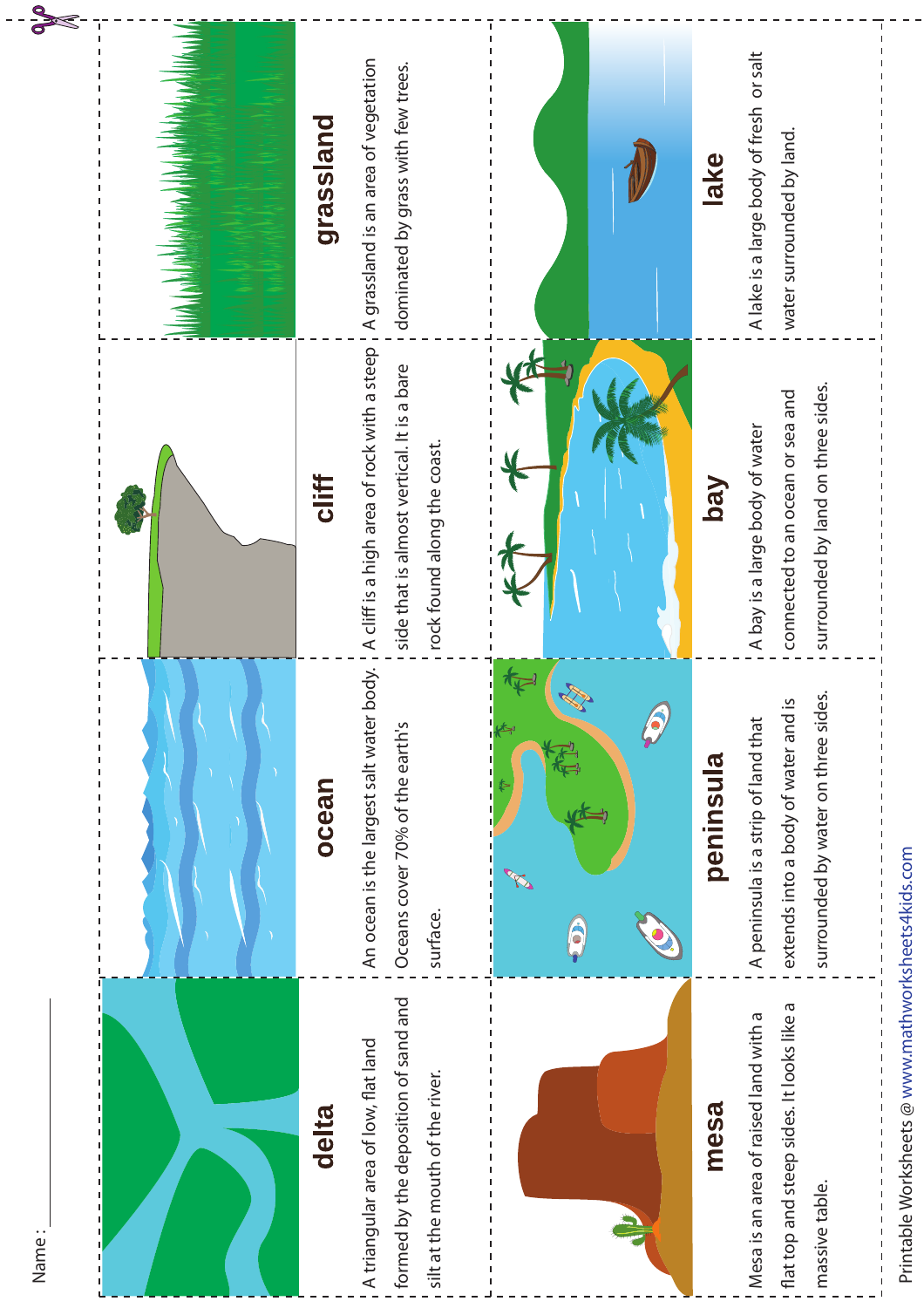Name : ____________

## delta

A triangular area of low, flat land formed by the deposition of sand and silt at the mouth of the river.

## ocean

An ocean is the largest salt water body. Oceans cover 70% of the earth's surface.

## cliff

A cliff is a high area of rock with a steep side that is almost vertical. It is a bare rock found along the coast.

## grassland

A grassland is an area of vegetation dominated by grass with few trees.

## mesa

Mesa is an area of raised land with a flat top and steep sides. It looks like a massive table.

## peninsula

A peninsula is a strip of land that extends into a body of water and is surrounded by water on three sides.

## bay

A bay is a large body of water connected to an ocean or sea and surrounded by land on three sides.

## lake

A lake is a large body of fresh or salt water surrounded by land.

Printable Worksheets @ www.mathworksheets4kids.com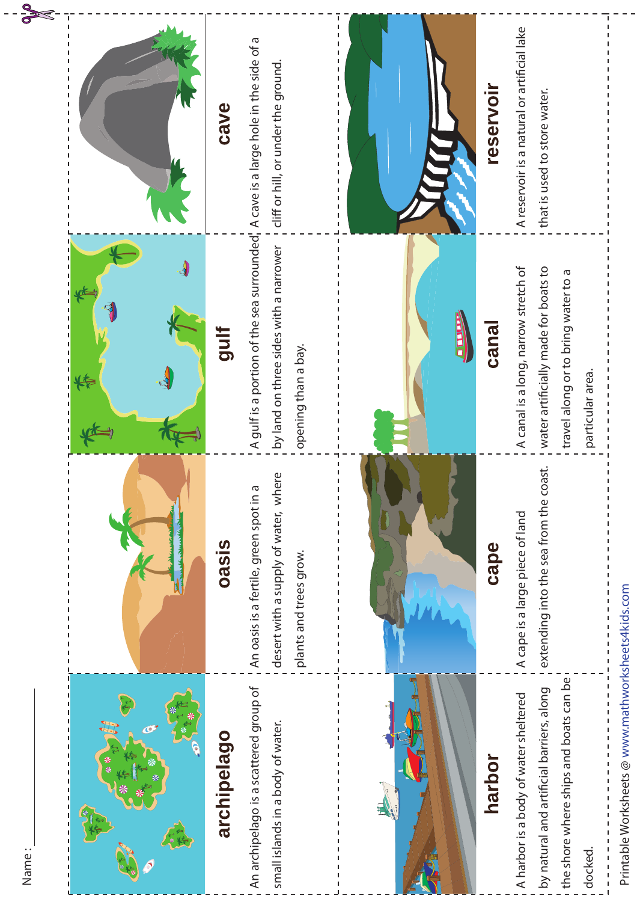Name : ____________

## archipelago

An archipelago is a scattered group of small islands in a body of water.

## oasis

An oasis is a fertile, green spot in a desert with a supply of water, where plants and trees grow.

## gulf

A gulf is a portion of the sea surrounded by land on three sides with a narrower opening than a bay.

## cave

A cave is a large hole in the side of a cliff or hill, or under the ground.

## harbor

A harbor is a body of water sheltered by natural and artificial barriers, along the shore where ships and boats can be docked.

## cape

A cape is a large piece of land extending into the sea from the coast.

## canal

A canal is a long, narrow stretch of water artificially made for boats to travel along or to bring water to a particular area.

## reservoir

A reservoir is a natural or artificial lake that is used to store water.

Printable Worksheets @ www.mathworksheets4kids.com